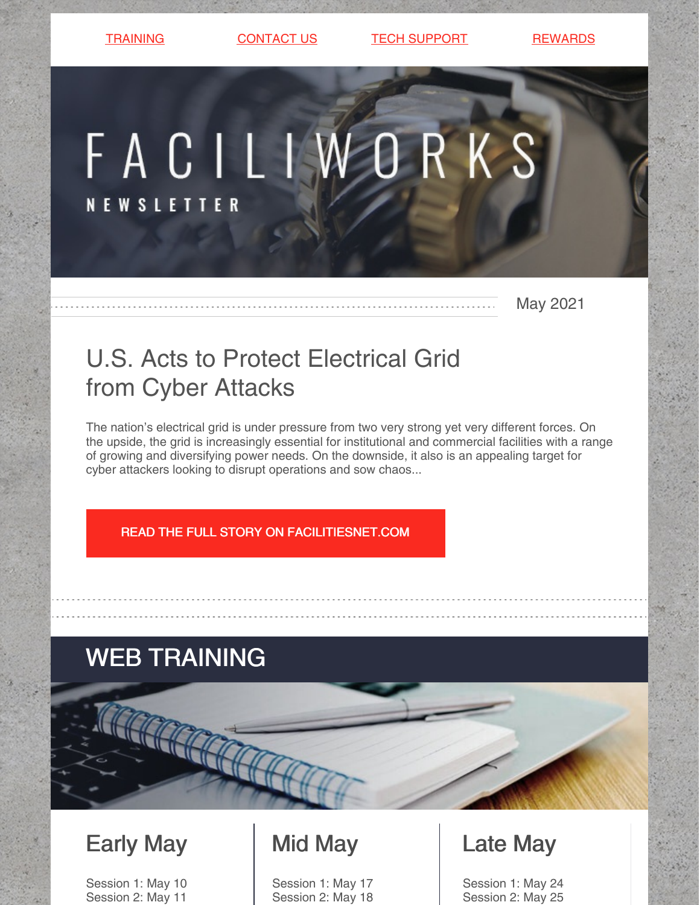TRAINING | CONTACT US | TECH SUPPORT | REWARDS

# FACILIWORKS

NEWSLETTER

May 2021

## U.S. Acts to Protect Electrical Grid from Cyber Attacks

The nation's electrical grid is under pressure from two very strong yet very different forces. On the upside, the grid is increasingly essential for institutional and commercial facilities with a range of growing and diversifying power needs. On the downside, it also is an appealing target for cyber attackers looking to disrupt operations and sow chaos...

READ THE FULL STORY ON FACILITIESNET.COM

## WEB TRAINING

### Early May

Session 1: May 10
Session 2: May 11

### Mid May

Session 1: May 17
Session 2: May 18

### Late May

Session 1: May 24
Session 2: May 25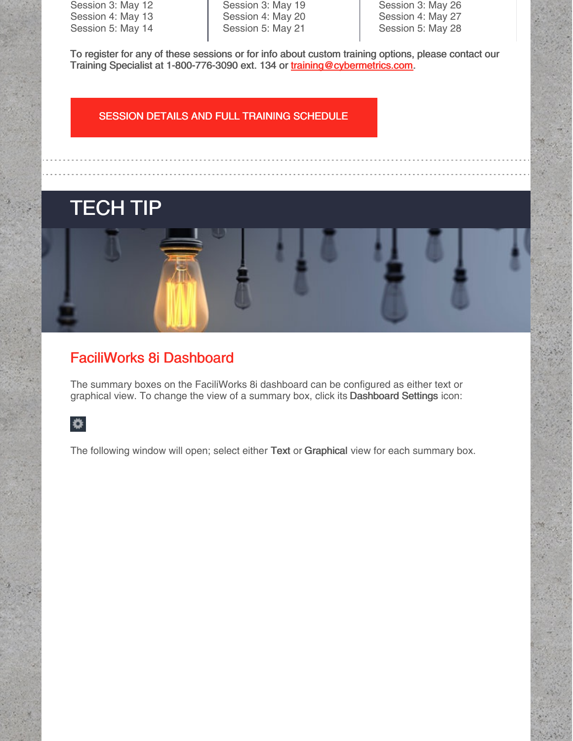| | | |
|---|---|---|
| Session 3: May 12 | Session 3: May 19 | Session 3: May 26 |
| Session 4: May 13 | Session 4: May 20 | Session 4: May 27 |
| Session 5: May 14 | Session 5: May 21 | Session 5: May 28 |

To register for any of these sessions or for info about custom training options, please contact our Training Specialist at 1-800-776-3090 ext. 134 or training@cybermetrics.com.

SESSION DETAILS AND FULL TRAINING SCHEDULE

# TECH TIP

## FaciliWorks 8i Dashboard

The summary boxes on the FaciliWorks 8i dashboard can be configured as either text or graphical view. To change the view of a summary box, click its **Dashboard Settings** icon:

The following window will open; select either **Text** or **Graphical** view for each summary box.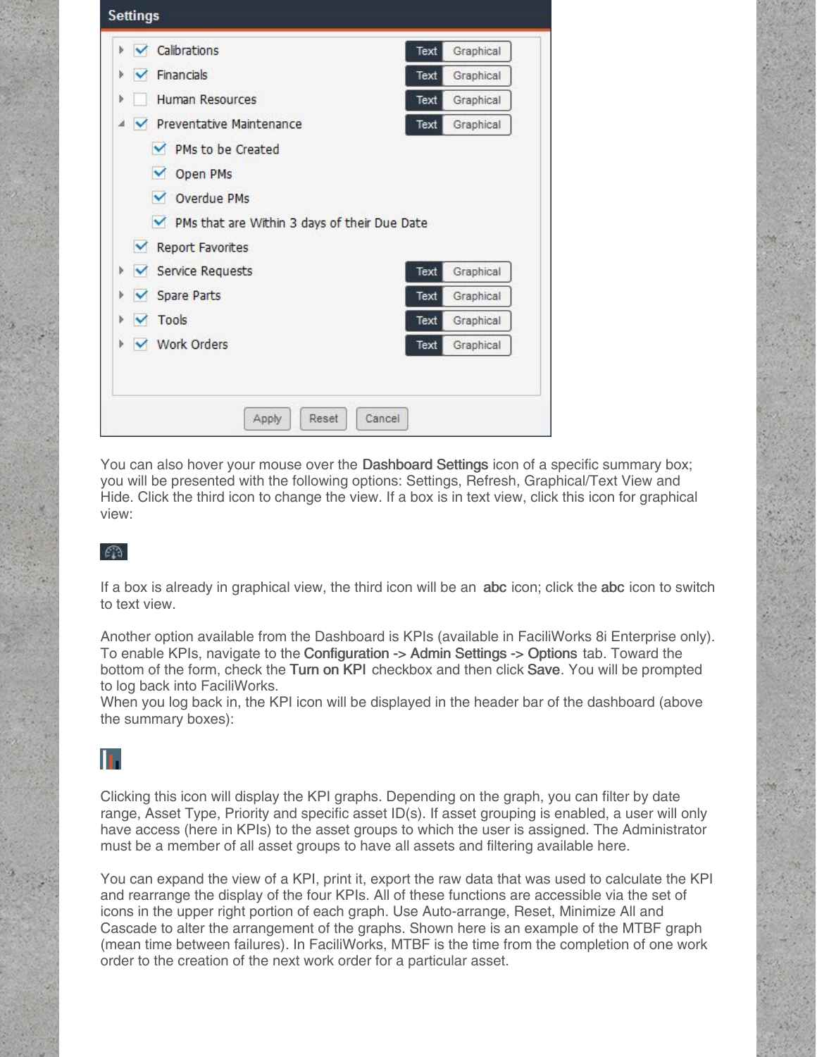**Settings**

- ☑ Calibrations — Text | Graphical
- ☑ Financials — Text | Graphical
- ☐ Human Resources — Text | Graphical
- ☑ Preventative Maintenance — Text | Graphical
  - ☑ PMs to be Created
  - ☑ Open PMs
  - ☑ Overdue PMs
  - ☑ PMs that are Within 3 days of their Due Date
- ☑ Report Favorites
- ☑ Service Requests — Text | Graphical
- ☑ Spare Parts — Text | Graphical
- ☑ Tools — Text | Graphical
- ☑ Work Orders — Text | Graphical

Apply | Reset | Cancel

You can also hover your mouse over the **Dashboard Settings** icon of a specific summary box; you will be presented with the following options: Settings, Refresh, Graphical/Text View and Hide. Click the third icon to change the view. If a box is in text view, click this icon for graphical view:

If a box is already in graphical view, the third icon will be an **abc** icon; click the **abc** icon to switch to text view.

Another option available from the Dashboard is KPIs (available in FaciliWorks 8i Enterprise only). To enable KPIs, navigate to the **Configuration -> Admin Settings -> Options** tab. Toward the bottom of the form, check the **Turn on KPI** checkbox and then click **Save**. You will be prompted to log back into FaciliWorks.
When you log back in, the KPI icon will be displayed in the header bar of the dashboard (above the summary boxes):

Clicking this icon will display the KPI graphs. Depending on the graph, you can filter by date range, Asset Type, Priority and specific asset ID(s). If asset grouping is enabled, a user will only have access (here in KPIs) to the asset groups to which the user is assigned. The Administrator must be a member of all asset groups to have all assets and filtering available here.

You can expand the view of a KPI, print it, export the raw data that was used to calculate the KPI and rearrange the display of the four KPIs. All of these functions are accessible via the set of icons in the upper right portion of each graph. Use Auto-arrange, Reset, Minimize All and Cascade to alter the arrangement of the graphs. Shown here is an example of the MTBF graph (mean time between failures). In FaciliWorks, MTBF is the time from the completion of one work order to the creation of the next work order for a particular asset.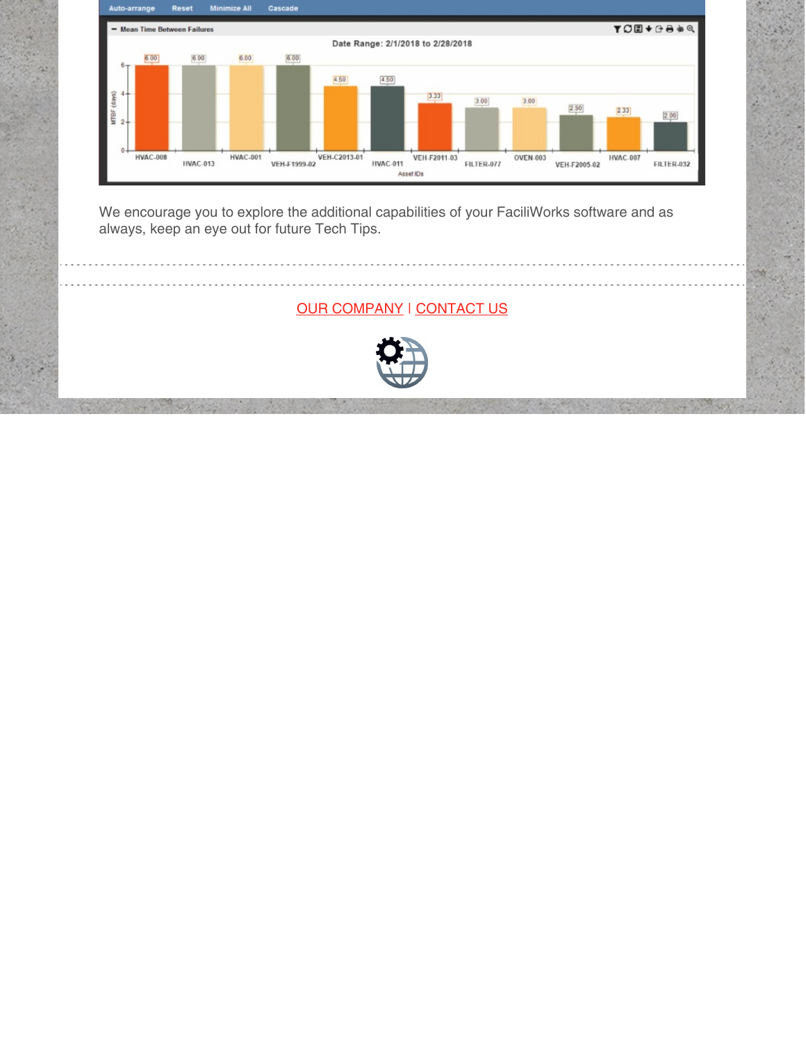Auto-arrange Reset Minimize All Cascade

Mean Time Between Failures

Date Range: 2/1/2018 to 2/28/2018

MTBF (days)

6.00 6.00 6.00 6.00 4.50 4.50 3.33 3.00 3.00 2.50 2.33 2.00

HVAC-008 HVAC-013 HVAC-001 VEH-F1999-02 VEH-C2013-01 HVAC-011 VEH-F2011-03 FILTER-077 OVEN-003 VEH-F2005-02 HVAC-007 FILTER-032

Asset IDs

We encourage you to explore the additional capabilities of your FaciliWorks software and as always, keep an eye out for future Tech Tips.

OUR COMPANY | CONTACT US